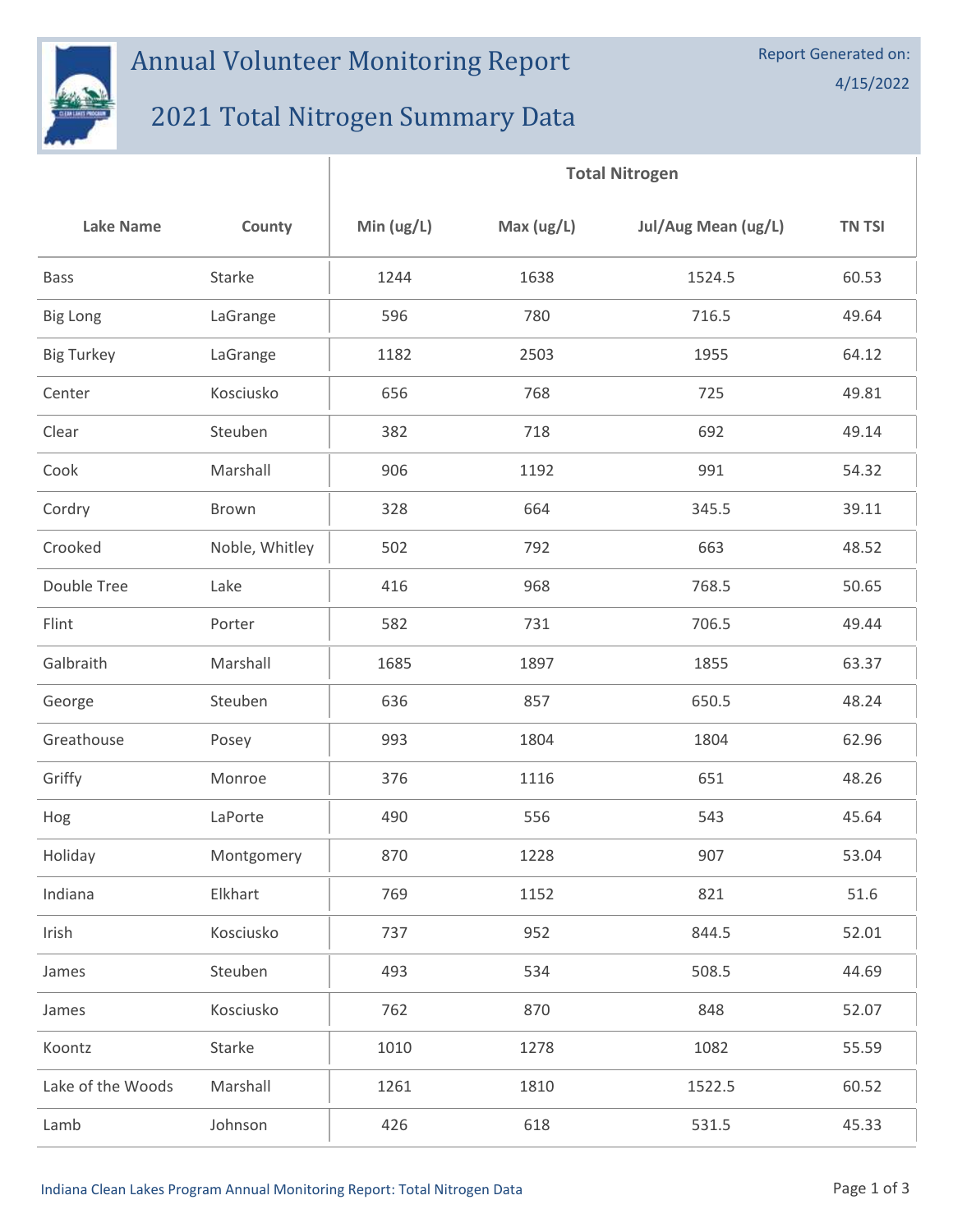# Annual Volunteer Monitoring Report

## 2021 Total Nitrogen Summary Data

Report Generated on: 4/15/2022

| Lake Name | County | Total Nitrogen | | | |
|---|---|---|---|---|---|
| | | Min (ug/L) | Max (ug/L) | Jul/Aug Mean (ug/L) | TN TSI |
| Bass | Starke | 1244 | 1638 | 1524.5 | 60.53 |
| Big Long | LaGrange | 596 | 780 | 716.5 | 49.64 |
| Big Turkey | LaGrange | 1182 | 2503 | 1955 | 64.12 |
| Center | Kosciusko | 656 | 768 | 725 | 49.81 |
| Clear | Steuben | 382 | 718 | 692 | 49.14 |
| Cook | Marshall | 906 | 1192 | 991 | 54.32 |
| Cordry | Brown | 328 | 664 | 345.5 | 39.11 |
| Crooked | Noble, Whitley | 502 | 792 | 663 | 48.52 |
| Double Tree | Lake | 416 | 968 | 768.5 | 50.65 |
| Flint | Porter | 582 | 731 | 706.5 | 49.44 |
| Galbraith | Marshall | 1685 | 1897 | 1855 | 63.37 |
| George | Steuben | 636 | 857 | 650.5 | 48.24 |
| Greathouse | Posey | 993 | 1804 | 1804 | 62.96 |
| Griffy | Monroe | 376 | 1116 | 651 | 48.26 |
| Hog | LaPorte | 490 | 556 | 543 | 45.64 |
| Holiday | Montgomery | 870 | 1228 | 907 | 53.04 |
| Indiana | Elkhart | 769 | 1152 | 821 | 51.6 |
| Irish | Kosciusko | 737 | 952 | 844.5 | 52.01 |
| James | Steuben | 493 | 534 | 508.5 | 44.69 |
| James | Kosciusko | 762 | 870 | 848 | 52.07 |
| Koontz | Starke | 1010 | 1278 | 1082 | 55.59 |
| Lake of the Woods | Marshall | 1261 | 1810 | 1522.5 | 60.52 |
| Lamb | Johnson | 426 | 618 | 531.5 | 45.33 |

Indiana Clean Lakes Program Annual Monitoring Report: Total Nitrogen Data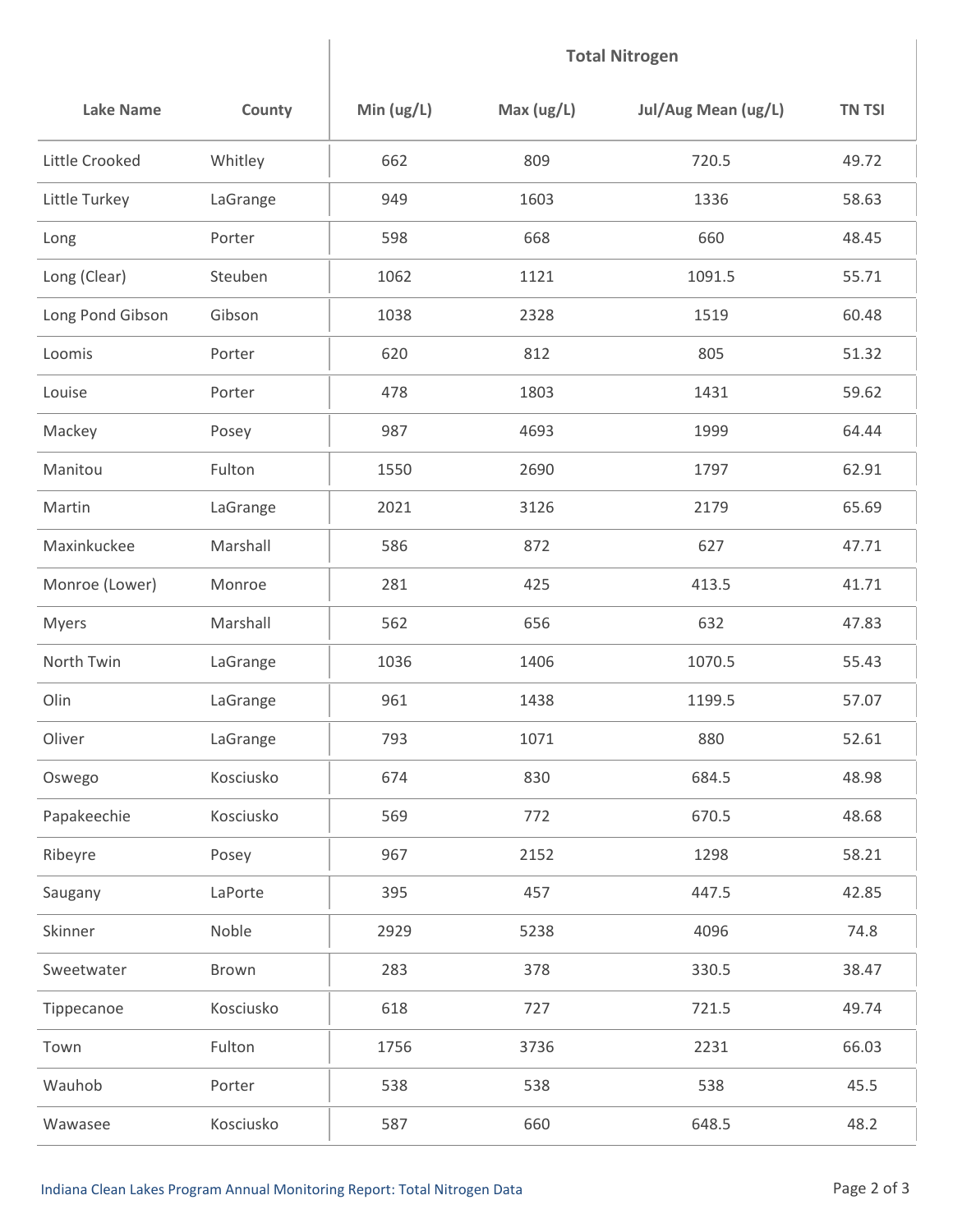| Lake Name | County | Total Nitrogen | | | |
|---|---|---|---|---|---|
| | | Min (ug/L) | Max (ug/L) | Jul/Aug Mean (ug/L) | TN TSI |
| Little Crooked | Whitley | 662 | 809 | 720.5 | 49.72 |
| Little Turkey | LaGrange | 949 | 1603 | 1336 | 58.63 |
| Long | Porter | 598 | 668 | 660 | 48.45 |
| Long (Clear) | Steuben | 1062 | 1121 | 1091.5 | 55.71 |
| Long Pond Gibson | Gibson | 1038 | 2328 | 1519 | 60.48 |
| Loomis | Porter | 620 | 812 | 805 | 51.32 |
| Louise | Porter | 478 | 1803 | 1431 | 59.62 |
| Mackey | Posey | 987 | 4693 | 1999 | 64.44 |
| Manitou | Fulton | 1550 | 2690 | 1797 | 62.91 |
| Martin | LaGrange | 2021 | 3126 | 2179 | 65.69 |
| Maxinkuckee | Marshall | 586 | 872 | 627 | 47.71 |
| Monroe (Lower) | Monroe | 281 | 425 | 413.5 | 41.71 |
| Myers | Marshall | 562 | 656 | 632 | 47.83 |
| North Twin | LaGrange | 1036 | 1406 | 1070.5 | 55.43 |
| Olin | LaGrange | 961 | 1438 | 1199.5 | 57.07 |
| Oliver | LaGrange | 793 | 1071 | 880 | 52.61 |
| Oswego | Kosciusko | 674 | 830 | 684.5 | 48.98 |
| Papakeechie | Kosciusko | 569 | 772 | 670.5 | 48.68 |
| Ribeyre | Posey | 967 | 2152 | 1298 | 58.21 |
| Saugany | LaPorte | 395 | 457 | 447.5 | 42.85 |
| Skinner | Noble | 2929 | 5238 | 4096 | 74.8 |
| Sweetwater | Brown | 283 | 378 | 330.5 | 38.47 |
| Tippecanoe | Kosciusko | 618 | 727 | 721.5 | 49.74 |
| Town | Fulton | 1756 | 3736 | 2231 | 66.03 |
| Wauhob | Porter | 538 | 538 | 538 | 45.5 |
| Wawasee | Kosciusko | 587 | 660 | 648.5 | 48.2 |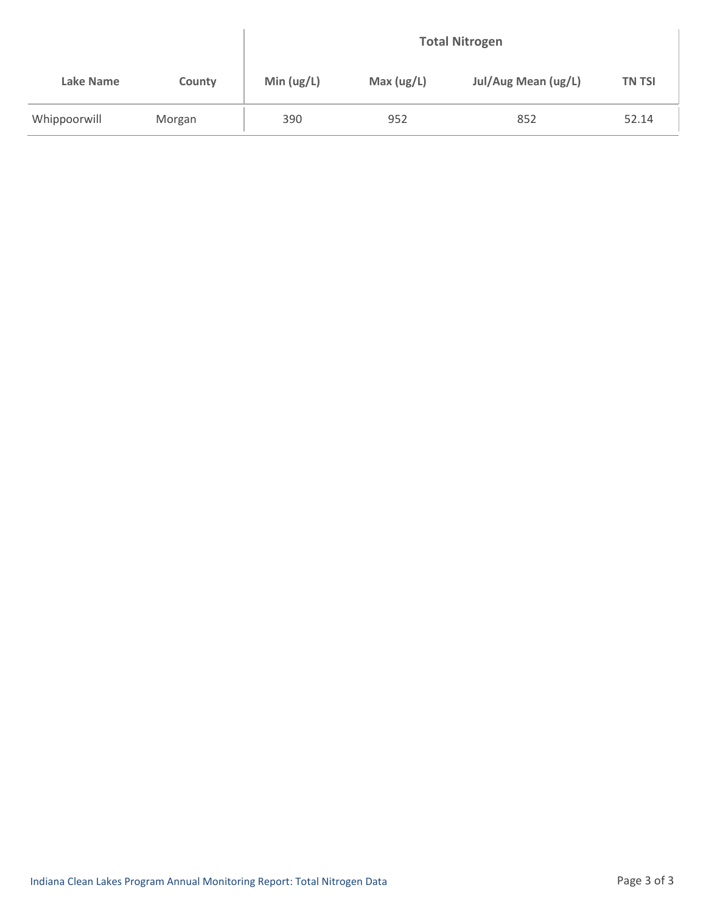| | | Total Nitrogen | | | |
|---|---|---|---|---|---|
| **Lake Name** | **County** | **Min (ug/L)** | **Max (ug/L)** | **Jul/Aug Mean (ug/L)** | **TN TSI** |
| Whippoorwill | Morgan | 390 | 952 | 852 | 52.14 |